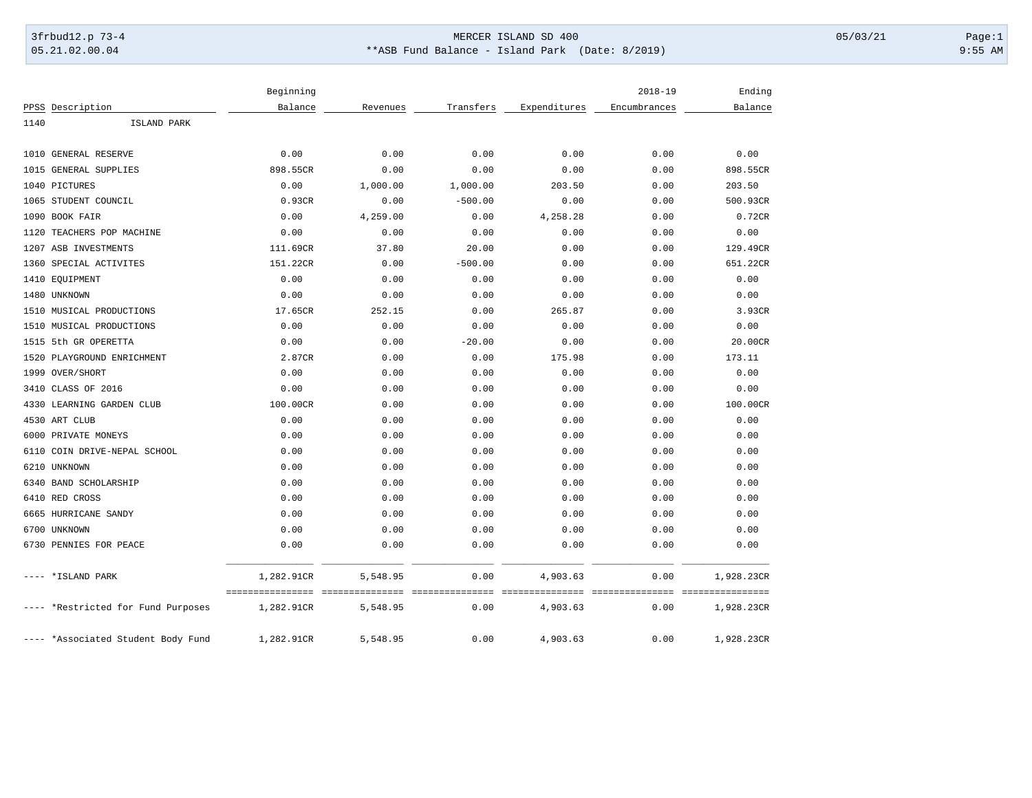3frbud12.p 73-4 MERCER ISLAND SD 400 05/03/21
05.21.02.00.04 **ASB Fund Balance - Island Park (Date: 8/2019) 9:55 AM

| PPSS | Description | Beginning Balance | Revenues | Transfers | Expenditures | 2018-19 Encumbrances | Ending Balance |
|---|---|---|---|---|---|---|---|
| 1140 | ISLAND PARK | | | | | | |
| 1010 | GENERAL RESERVE | 0.00 | 0.00 | 0.00 | 0.00 | 0.00 | 0.00 |
| 1015 | GENERAL SUPPLIES | 898.55CR | 0.00 | 0.00 | 0.00 | 0.00 | 898.55CR |
| 1040 | PICTURES | 0.00 | 1,000.00 | 1,000.00 | 203.50 | 0.00 | 203.50 |
| 1065 | STUDENT COUNCIL | 0.93CR | 0.00 | -500.00 | 0.00 | 0.00 | 500.93CR |
| 1090 | BOOK FAIR | 0.00 | 4,259.00 | 0.00 | 4,258.28 | 0.00 | 0.72CR |
| 1120 | TEACHERS POP MACHINE | 0.00 | 0.00 | 0.00 | 0.00 | 0.00 | 0.00 |
| 1207 | ASB INVESTMENTS | 111.69CR | 37.80 | 20.00 | 0.00 | 0.00 | 129.49CR |
| 1360 | SPECIAL ACTIVITES | 151.22CR | 0.00 | -500.00 | 0.00 | 0.00 | 651.22CR |
| 1410 | EQUIPMENT | 0.00 | 0.00 | 0.00 | 0.00 | 0.00 | 0.00 |
| 1480 | UNKNOWN | 0.00 | 0.00 | 0.00 | 0.00 | 0.00 | 0.00 |
| 1510 | MUSICAL PRODUCTIONS | 17.65CR | 252.15 | 0.00 | 265.87 | 0.00 | 3.93CR |
| 1510 | MUSICAL PRODUCTIONS | 0.00 | 0.00 | 0.00 | 0.00 | 0.00 | 0.00 |
| 1515 | 5th GR OPERETTA | 0.00 | 0.00 | -20.00 | 0.00 | 0.00 | 20.00CR |
| 1520 | PLAYGROUND ENRICHMENT | 2.87CR | 0.00 | 0.00 | 175.98 | 0.00 | 173.11 |
| 1999 | OVER/SHORT | 0.00 | 0.00 | 0.00 | 0.00 | 0.00 | 0.00 |
| 3410 | CLASS OF 2016 | 0.00 | 0.00 | 0.00 | 0.00 | 0.00 | 0.00 |
| 4330 | LEARNING GARDEN CLUB | 100.00CR | 0.00 | 0.00 | 0.00 | 0.00 | 100.00CR |
| 4530 | ART CLUB | 0.00 | 0.00 | 0.00 | 0.00 | 0.00 | 0.00 |
| 6000 | PRIVATE MONEYS | 0.00 | 0.00 | 0.00 | 0.00 | 0.00 | 0.00 |
| 6110 | COIN DRIVE-NEPAL SCHOOL | 0.00 | 0.00 | 0.00 | 0.00 | 0.00 | 0.00 |
| 6210 | UNKNOWN | 0.00 | 0.00 | 0.00 | 0.00 | 0.00 | 0.00 |
| 6340 | BAND SCHOLARSHIP | 0.00 | 0.00 | 0.00 | 0.00 | 0.00 | 0.00 |
| 6410 | RED CROSS | 0.00 | 0.00 | 0.00 | 0.00 | 0.00 | 0.00 |
| 6665 | HURRICANE SANDY | 0.00 | 0.00 | 0.00 | 0.00 | 0.00 | 0.00 |
| 6700 | UNKNOWN | 0.00 | 0.00 | 0.00 | 0.00 | 0.00 | 0.00 |
| 6730 | PENNIES FOR PEACE | 0.00 | 0.00 | 0.00 | 0.00 | 0.00 | 0.00 |
| ---- | *ISLAND PARK | 1,282.91CR | 5,548.95 | 0.00 | 4,903.63 | 0.00 | 1,928.23CR |
| ---- | *Restricted for Fund Purposes | 1,282.91CR | 5,548.95 | 0.00 | 4,903.63 | 0.00 | 1,928.23CR |
| ---- | *Associated Student Body Fund | 1,282.91CR | 5,548.95 | 0.00 | 4,903.63 | 0.00 | 1,928.23CR |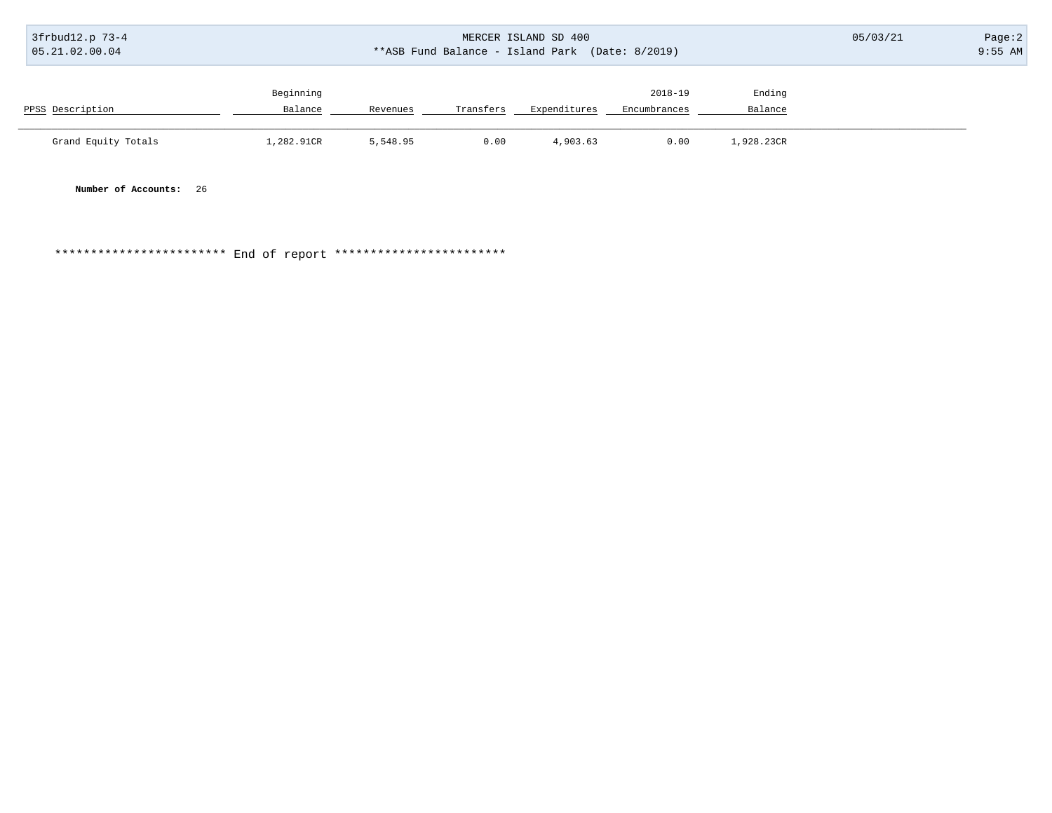| PPSS | Description | Beginning Balance | Revenues | Transfers | Expenditures | 2018-19 Encumbrances | Ending Balance |
| --- | --- | --- | --- | --- | --- | --- | --- |
| | Grand Equity Totals | 1,282.91CR | 5,548.95 | 0.00 | 4,903.63 | 0.00 | 1,928.23CR |

**Number of Accounts:** 26

************************ End of report ************************